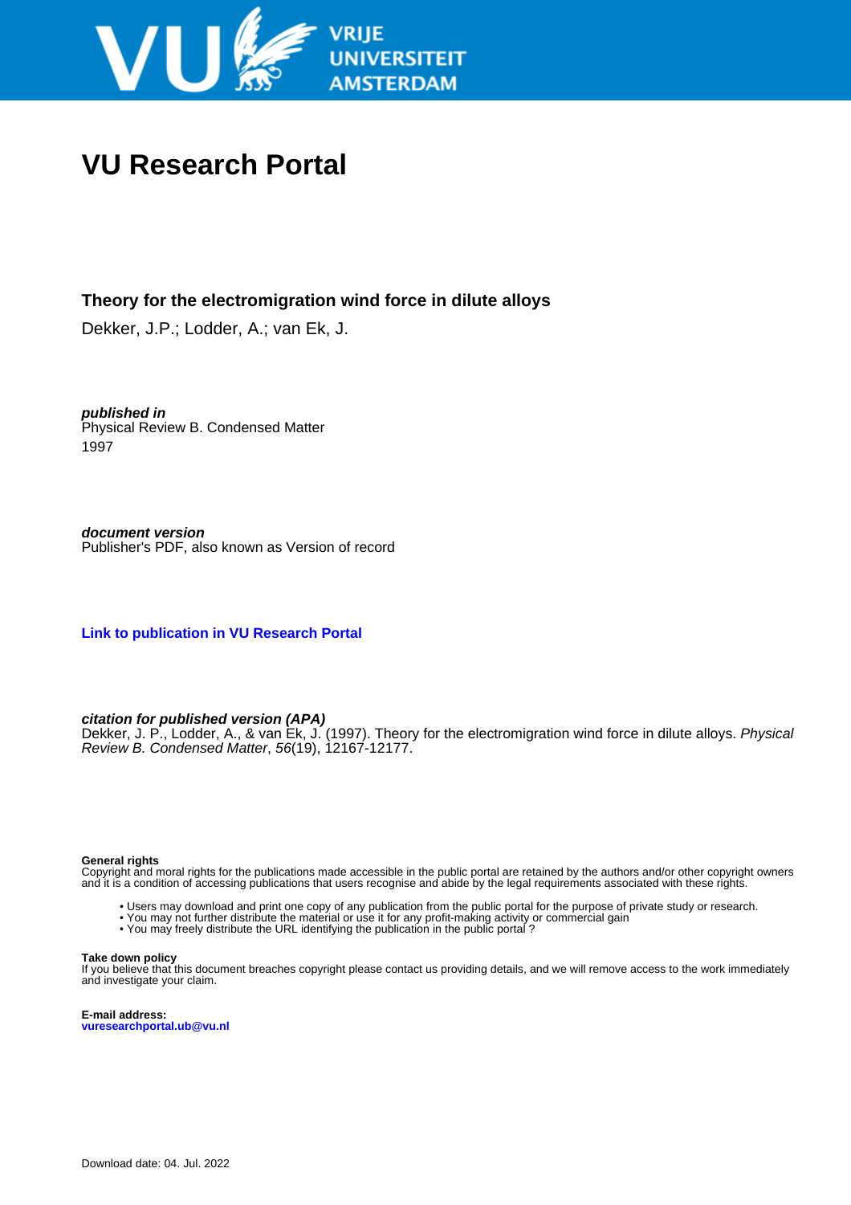# VU Research Portal

## Theory for the electromigration wind force in dilute alloys

Dekker, J.P.; Lodder, A.; van Ek, J.

***published in***
Physical Review B. Condensed Matter
1997

***document version***
Publisher's PDF, also known as Version of record

**Link to publication in VU Research Portal**

***citation for published version (APA)***
Dekker, J. P., Lodder, A., & van Ek, J. (1997). Theory for the electromigration wind force in dilute alloys. *Physical Review B. Condensed Matter*, *56*(19), 12167-12177.

**General rights**
Copyright and moral rights for the publications made accessible in the public portal are retained by the authors and/or other copyright owners and it is a condition of accessing publications that users recognise and abide by the legal requirements associated with these rights.

- Users may download and print one copy of any publication from the public portal for the purpose of private study or research.
- You may not further distribute the material or use it for any profit-making activity or commercial gain
- You may freely distribute the URL identifying the publication in the public portal ?

**Take down policy**
If you believe that this document breaches copyright please contact us providing details, and we will remove access to the work immediately and investigate your claim.

**E-mail address:**
**vuresearchportal.ub@vu.nl**

Download date: 04. Jul. 2022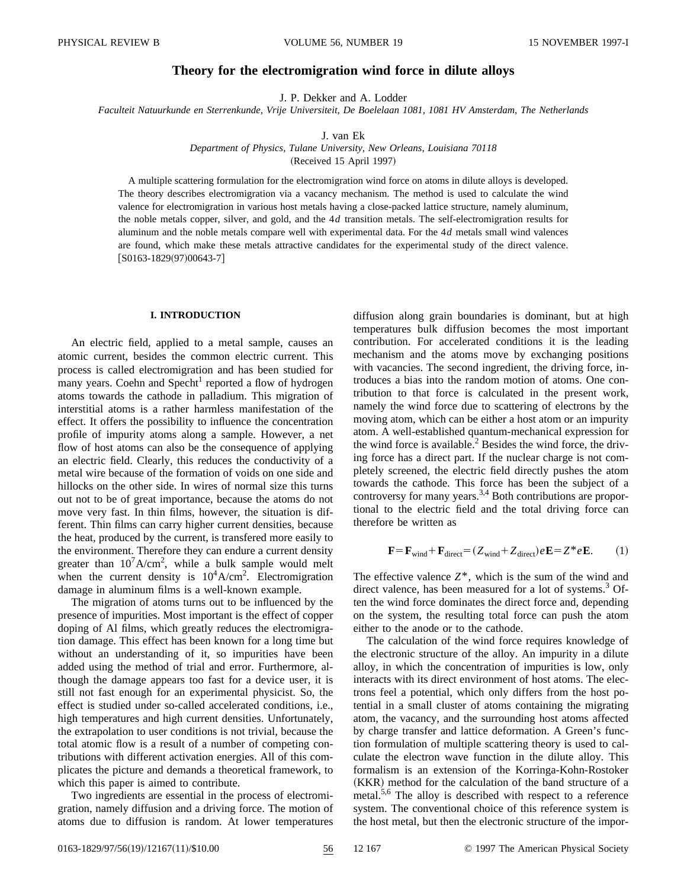# Theory for the electromigration wind force in dilute alloys

J. P. Dekker and A. Lodder

*Faculteit Natuurkunde en Sterrenkunde, Vrije Universiteit, De Boelelaan 1081, 1081 HV Amsterdam, The Netherlands*

J. van Ek

*Department of Physics, Tulane University, New Orleans, Louisiana 70118*

(Received 15 April 1997)

A multiple scattering formulation for the electromigration wind force on atoms in dilute alloys is developed. The theory describes electromigration via a vacancy mechanism. The method is used to calculate the wind valence for electromigration in various host metals having a close-packed lattice structure, namely aluminum, the noble metals copper, silver, and gold, and the 4$d$ transition metals. The self-electromigration results for aluminum and the noble metals compare well with experimental data. For the 4$d$ metals small wind valences are found, which make these metals attractive candidates for the experimental study of the direct valence. [S0163-1829(97)00643-7]

## I. INTRODUCTION

An electric field, applied to a metal sample, causes an atomic current, besides the common electric current. This process is called electromigration and has been studied for many years. Coehn and Specht[1] reported a flow of hydrogen atoms towards the cathode in palladium. This migration of interstitial atoms is a rather harmless manifestation of the effect. It offers the possibility to influence the concentration profile of impurity atoms along a sample. However, a net flow of host atoms can also be the consequence of applying an electric field. Clearly, this reduces the conductivity of a metal wire because of the formation of voids on one side and hillocks on the other side. In wires of normal size this turns out not to be of great importance, because the atoms do not move very fast. In thin films, however, the situation is different. Thin films can carry higher current densities, because the heat, produced by the current, is transfered more easily to the environment. Therefore they can endure a current density greater than $10^7$A/cm$^2$, while a bulk sample would melt when the current density is $10^4$A/cm$^2$. Electromigration damage in aluminum films is a well-known example.

The migration of atoms turns out to be influenced by the presence of impurities. Most important is the effect of copper doping of Al films, which greatly reduces the electromigration damage. This effect has been known for a long time but without an understanding of it, so impurities have been added using the method of trial and error. Furthermore, although the damage appears too fast for a device user, it is still not fast enough for an experimental physicist. So, the effect is studied under so-called accelerated conditions, i.e., high temperatures and high current densities. Unfortunately, the extrapolation to user conditions is not trivial, because the total atomic flow is a result of a number of competing contributions with different activation energies. All of this complicates the picture and demands a theoretical framework, to which this paper is aimed to contribute.

Two ingredients are essential in the process of electromigration, namely diffusion and a driving force. The motion of atoms due to diffusion is random. At lower temperatures diffusion along grain boundaries is dominant, but at high temperatures bulk diffusion becomes the most important contribution. For accelerated conditions it is the leading mechanism and the atoms move by exchanging positions with vacancies. The second ingredient, the driving force, introduces a bias into the random motion of atoms. One contribution to that force is calculated in the present work, namely the wind force due to scattering of electrons by the moving atom, which can be either a host atom or an impurity atom. A well-established quantum-mechanical expression for the wind force is available.[2] Besides the wind force, the driving force has a direct part. If the nuclear charge is not completely screened, the electric field directly pushes the atom towards the cathode. This force has been the subject of a controversy for many years.[3,4] Both contributions are proportional to the electric field and the total driving force can therefore be written as

$$\mathbf{F}=\mathbf{F}_{\text{wind}}+\mathbf{F}_{\text{direct}}=(Z_{\text{wind}}+Z_{\text{direct}})e\mathbf{E}=Z^{*}e\mathbf{E}. \tag{1}$$

The effective valence $Z^*$, which is the sum of the wind and direct valence, has been measured for a lot of systems.[3] Often the wind force dominates the direct force and, depending on the system, the resulting total force can push the atom either to the anode or to the cathode.

The calculation of the wind force requires knowledge of the electronic structure of the alloy. An impurity in a dilute alloy, in which the concentration of impurities is low, only interacts with its direct environment of host atoms. The electrons feel a potential, which only differs from the host potential in a small cluster of atoms containing the migrating atom, the vacancy, and the surrounding host atoms affected by charge transfer and lattice deformation. A Green's function formulation of multiple scattering theory is used to calculate the electron wave function in the dilute alloy. This formalism is an extension of the Korringa-Kohn-Rostoker (KKR) method for the calculation of the band structure of a metal.[5,6] The alloy is described with respect to a reference system. The conventional choice of this reference system is the host metal, but then the electronic structure of the impur-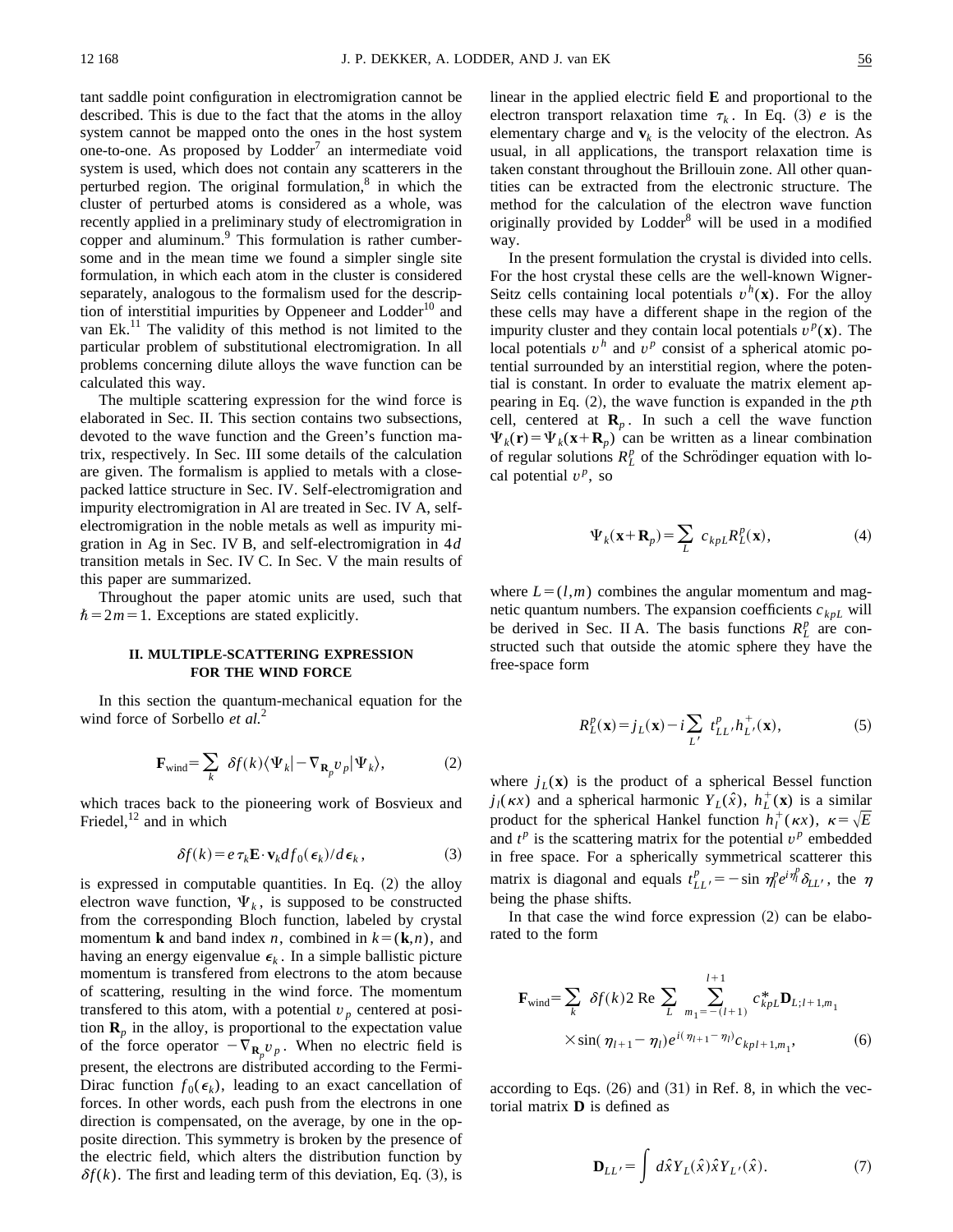tant saddle point configuration in electromigration cannot be described. This is due to the fact that the atoms in the alloy system cannot be mapped onto the ones in the host system one-to-one. As proposed by Lodder[7] an intermediate void system is used, which does not contain any scatterers in the perturbed region. The original formulation,[8] in which the cluster of perturbed atoms is considered as a whole, was recently applied in a preliminary study of electromigration in copper and aluminum.[9] This formulation is rather cumbersome and in the mean time we found a simpler single site formulation, in which each atom in the cluster is considered separately, analogous to the formalism used for the description of interstitial impurities by Oppeneer and Lodder[10] and van Ek.[11] The validity of this method is not limited to the particular problem of substitutional electromigration. In all problems concerning dilute alloys the wave function can be calculated this way.

The multiple scattering expression for the wind force is elaborated in Sec. II. This section contains two subsections, devoted to the wave function and the Green's function matrix, respectively. In Sec. III some details of the calculation are given. The formalism is applied to metals with a close-packed lattice structure in Sec. IV. Self-electromigration and impurity electromigration in Al are treated in Sec. IV A, self-electromigration in the noble metals as well as impurity migration in Ag in Sec. IV B, and self-electromigration in 4$d$ transition metals in Sec. IV C. In Sec. V the main results of this paper are summarized.

Throughout the paper atomic units are used, such that $\hbar = 2m = 1$. Exceptions are stated explicitly.

## II. MULTIPLE-SCATTERING EXPRESSION FOR THE WIND FORCE

In this section the quantum-mechanical equation for the wind force of Sorbello *et al.*[2]

$$\mathbf{F}_{\text{wind}} = \sum_k \delta f(k) \langle \Psi_k | -\nabla_{\mathbf{R}_p} v_p | \Psi_k \rangle, \tag{2}$$

which traces back to the pioneering work of Bosvieux and Friedel,[12] and in which

$$\delta f(k) = e \tau_k \mathbf{E} \cdot \mathbf{v}_k df_0(\epsilon_k)/d\epsilon_k, \tag{3}$$

is expressed in computable quantities. In Eq. (2) the alloy electron wave function, $\Psi_k$, is supposed to be constructed from the corresponding Bloch function, labeled by crystal momentum $\mathbf{k}$ and band index $n$, combined in $k = (\mathbf{k}, n)$, and having an energy eigenvalue $\epsilon_k$. In a simple ballistic picture momentum is transfered from electrons to the atom because of scattering, resulting in the wind force. The momentum transfered to this atom, with a potential $v_p$ centered at position $\mathbf{R}_p$ in the alloy, is proportional to the expectation value of the force operator $-\nabla_{\mathbf{R}_p} v_p$. When no electric field is present, the electrons are distributed according to the Fermi-Dirac function $f_0(\epsilon_k)$, leading to an exact cancellation of forces. In other words, each push from the electrons in one direction is compensated, on the average, by one in the opposite direction. This symmetry is broken by the presence of the electric field, which alters the distribution function by $\delta f(k)$. The first and leading term of this deviation, Eq. (3), is linear in the applied electric field $\mathbf{E}$ and proportional to the electron transport relaxation time $\tau_k$. In Eq. (3) $e$ is the elementary charge and $\mathbf{v}_k$ is the velocity of the electron. As usual, in all applications, the transport relaxation time is taken constant throughout the Brillouin zone. All other quantities can be extracted from the electronic structure. The method for the calculation of the electron wave function originally provided by Lodder[8] will be used in a modified way.

In the present formulation the crystal is divided into cells. For the host crystal these cells are the well-known Wigner-Seitz cells containing local potentials $v^h(\mathbf{x})$. For the alloy these cells may have a different shape in the region of the impurity cluster and they contain local potentials $v^p(\mathbf{x})$. The local potentials $v^h$ and $v^p$ consist of a spherical atomic potential surrounded by an interstitial region, where the potential is constant. In order to evaluate the matrix element appearing in Eq. (2), the wave function is expanded in the $p$th cell, centered at $\mathbf{R}_p$. In such a cell the wave function $\Psi_k(\mathbf{r}) = \Psi_k(\mathbf{x} + \mathbf{R}_p)$ can be written as a linear combination of regular solutions $R_L^p$ of the Schrödinger equation with local potential $v^p$, so

$$\Psi_k(\mathbf{x} + \mathbf{R}_p) = \sum_L c_{kpL} R_L^p(\mathbf{x}), \tag{4}$$

where $L = (l, m)$ combines the angular momentum and magnetic quantum numbers. The expansion coefficients $c_{kpL}$ will be derived in Sec. II A. The basis functions $R_L^p$ are constructed such that outside the atomic sphere they have the free-space form

$$R_L^p(\mathbf{x}) = j_L(\mathbf{x}) - i \sum_{L'} t_{LL'}^p h_{L'}^+(\mathbf{x}), \tag{5}$$

where $j_L(\mathbf{x})$ is the product of a spherical Bessel function $j_l(\kappa x)$ and a spherical harmonic $Y_L(\hat{x})$, $h_L^+(\mathbf{x})$ is a similar product for the spherical Hankel function $h_l^+(\kappa x)$, $\kappa = \sqrt{E}$ and $t^p$ is the scattering matrix for the potential $v^p$ embedded in free space. For a spherically symmetrical scatterer this matrix is diagonal and equals $t_{LL'}^p = -\sin \eta_l^p e^{i\eta_l^p} \delta_{LL'}$, the $\eta$ being the phase shifts.

In that case the wind force expression (2) can be elaborated to the form

$$\mathbf{F}_{\text{wind}} = \sum_k \delta f(k) 2 \operatorname{Re} \sum_L \sum_{m_1 = -(l+1)}^{l+1} c_{kpL}^* \mathbf{D}_{L;l+1,m_1} \times \sin(\eta_{l+1} - \eta_l) e^{i(\eta_{l+1} - \eta_l)} c_{kpl+1,m_1}, \tag{6}$$

according to Eqs. (26) and (31) in Ref. 8, in which the vectorial matrix $\mathbf{D}$ is defined as

$$\mathbf{D}_{LL'} = \int d\hat{x} Y_L(\hat{x}) \hat{x} Y_{L'}(\hat{x}). \tag{7}$$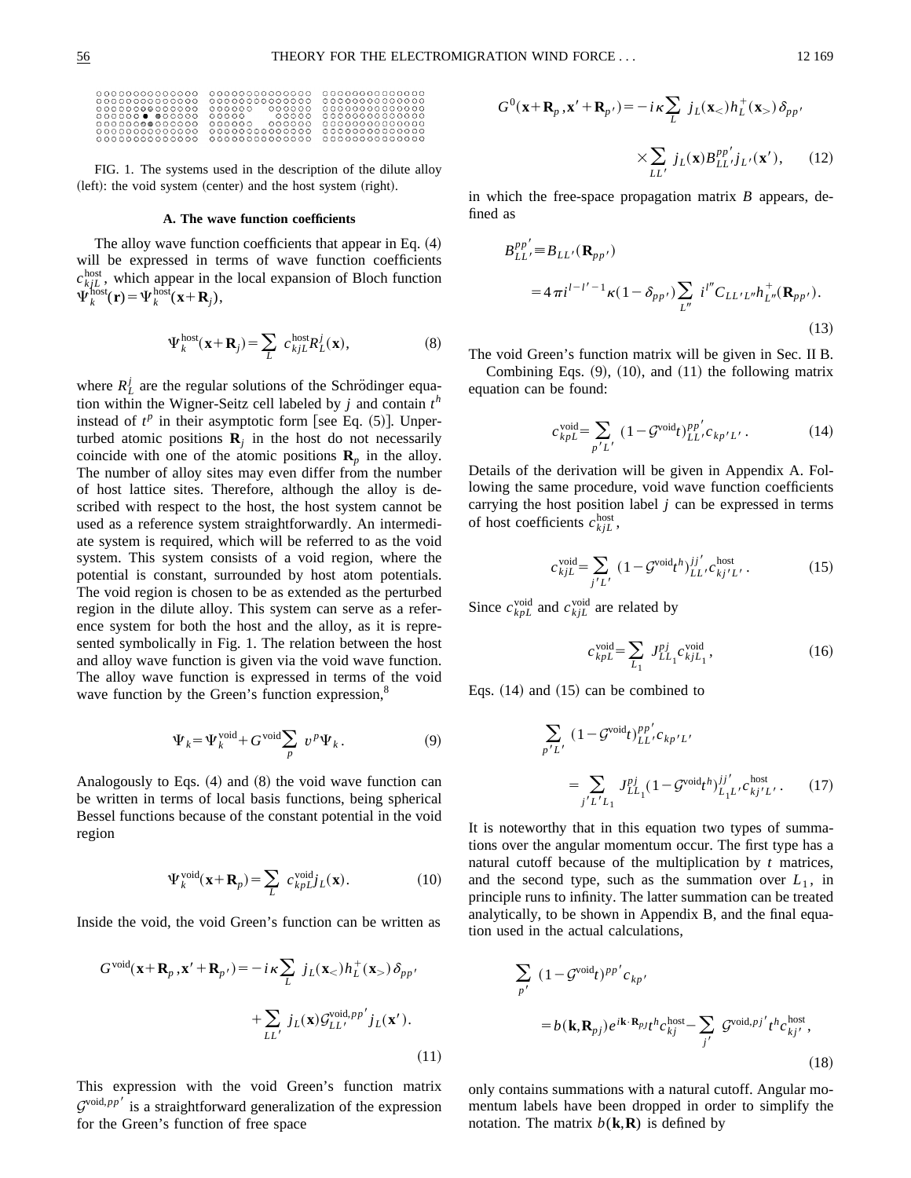FIG. 1. The systems used in the description of the dilute alloy (left): the void system (center) and the host system (right).

### A. The wave function coefficients

The alloy wave function coefficients that appear in Eq. (4) will be expressed in terms of wave function coefficients $c_{kjL}^{\rm host}$, which appear in the local expansion of Bloch function $\Psi_k^{\rm host}(\mathbf{r})=\Psi_k^{\rm host}(\mathbf{x}+\mathbf{R}_j)$,

$$\Psi_k^{\rm host}(\mathbf{x}+\mathbf{R}_j)=\sum_L c_{kjL}^{\rm host}R_L^j(\mathbf{x}), \tag{8}$$

where $R_L^j$ are the regular solutions of the Schrödinger equation within the Wigner-Seitz cell labeled by $j$ and contain $t^h$ instead of $t^p$ in their asymptotic form [see Eq. (5)]. Unperturbed atomic positions $\mathbf{R}_j$ in the host do not necessarily coincide with one of the atomic positions $\mathbf{R}_p$ in the alloy. The number of alloy sites may even differ from the number of host lattice sites. Therefore, although the alloy is described with respect to the host, the host system cannot be used as a reference system straightforwardly. An intermediate system is required, which will be referred to as the void system. This system consists of a void region, where the potential is constant, surrounded by host atom potentials. The void region is chosen to be as extended as the perturbed region in the dilute alloy. This system can serve as a reference system for both the host and the alloy, as it is represented symbolically in Fig. 1. The relation between the host and alloy wave function is given via the void wave function. The alloy wave function is expressed in terms of the void wave function by the Green's function expression,[8]

$$\Psi_k=\Psi_k^{\rm void}+G^{\rm void}\sum_p v^p\Psi_k. \tag{9}$$

Analogously to Eqs. (4) and (8) the void wave function can be written in terms of local basis functions, being spherical Bessel functions because of the constant potential in the void region

$$\Psi_k^{\rm void}(\mathbf{x}+\mathbf{R}_p)=\sum_L c_{kpL}^{\rm void}j_L(\mathbf{x}). \tag{10}$$

Inside the void, the void Green's function can be written as

$$G^{\rm void}(\mathbf{x}+\mathbf{R}_p,\mathbf{x}'+\mathbf{R}_{p'})=-i\kappa\sum_L j_L(\mathbf{x}_<)h_L^+(\mathbf{x}_>)\delta_{pp'}+\sum_{LL'}j_L(\mathbf{x})\mathcal{G}_{LL'}^{{\rm void},pp'}j_L(\mathbf{x}'). \tag{11}$$

This expression with the void Green's function matrix $\mathcal{G}^{{\rm void},pp'}$ is a straightforward generalization of the expression for the Green's function of free space

$$G^0(\mathbf{x}+\mathbf{R}_p,\mathbf{x}'+\mathbf{R}_{p'})=-i\kappa\sum_L j_L(\mathbf{x}_<)h_L^+(\mathbf{x}_>)\delta_{pp'}\times\sum_{LL'}j_L(\mathbf{x})B_{LL'}^{pp'}j_{L'}(\mathbf{x}'), \tag{12}$$

in which the free-space propagation matrix $B$ appears, defined as

$$B_{LL'}^{pp'}\equiv B_{LL'}(\mathbf{R}_{pp'})=4\pi i^{l-l'-1}\kappa(1-\delta_{pp'})\sum_{L''}i^{l''}C_{LL'L''}h_{L''}^+(\mathbf{R}_{pp'}). \tag{13}$$

The void Green's function matrix will be given in Sec. II B.

Combining Eqs. (9), (10), and (11) the following matrix equation can be found:

$$c_{kpL}^{\rm void}=\sum_{p'L'}(1-\mathcal{G}^{\rm void}t)_{LL'}^{pp'}c_{kp'L'}. \tag{14}$$

Details of the derivation will be given in Appendix A. Following the same procedure, void wave function coefficients carrying the host position label $j$ can be expressed in terms of host coefficients $c_{kjL}^{\rm host}$,

$$c_{kjL}^{\rm void}=\sum_{j'L'}(1-\mathcal{G}^{\rm void}t^h)_{LL'}^{jj'}c_{kj'L'}^{\rm host}. \tag{15}$$

Since $c_{kpL}^{\rm void}$ and $c_{kjL}^{\rm void}$ are related by

$$c_{kpL}^{\rm void}=\sum_{L_1}J_{LL_1}^{pj}c_{kjL_1}^{\rm void}, \tag{16}$$

Eqs. (14) and (15) can be combined to

$$\sum_{p'L'}(1-\mathcal{G}^{\rm void}t)_{LL'}^{pp'}c_{kp'L'}=\sum_{j'L'L_1}J_{LL_1}^{pj}(1-\mathcal{G}^{\rm void}t^h)_{L_1L'}^{jj'}c_{kj'L'}^{\rm host}. \tag{17}$$

It is noteworthy that in this equation two types of summations over the angular momentum occur. The first type has a natural cutoff because of the multiplication by $t$ matrices, and the second type, such as the summation over $L_1$, in principle runs to infinity. The latter summation can be treated analytically, to be shown in Appendix B, and the final equation used in the actual calculations,

$$\sum_{p'}(1-\mathcal{G}^{\rm void}t)^{pp'}c_{kp'}=b(\mathbf{k},\mathbf{R}_{pj})e^{i\mathbf{k}\cdot\mathbf{R}_{pj}}t^hc_{kj}^{\rm host}-\sum_{j'}\mathcal{G}^{{\rm void},pj'}t^hc_{kj'}^{\rm host}, \tag{18}$$

only contains summations with a natural cutoff. Angular momentum labels have been dropped in order to simplify the notation. The matrix $b(\mathbf{k},\mathbf{R})$ is defined by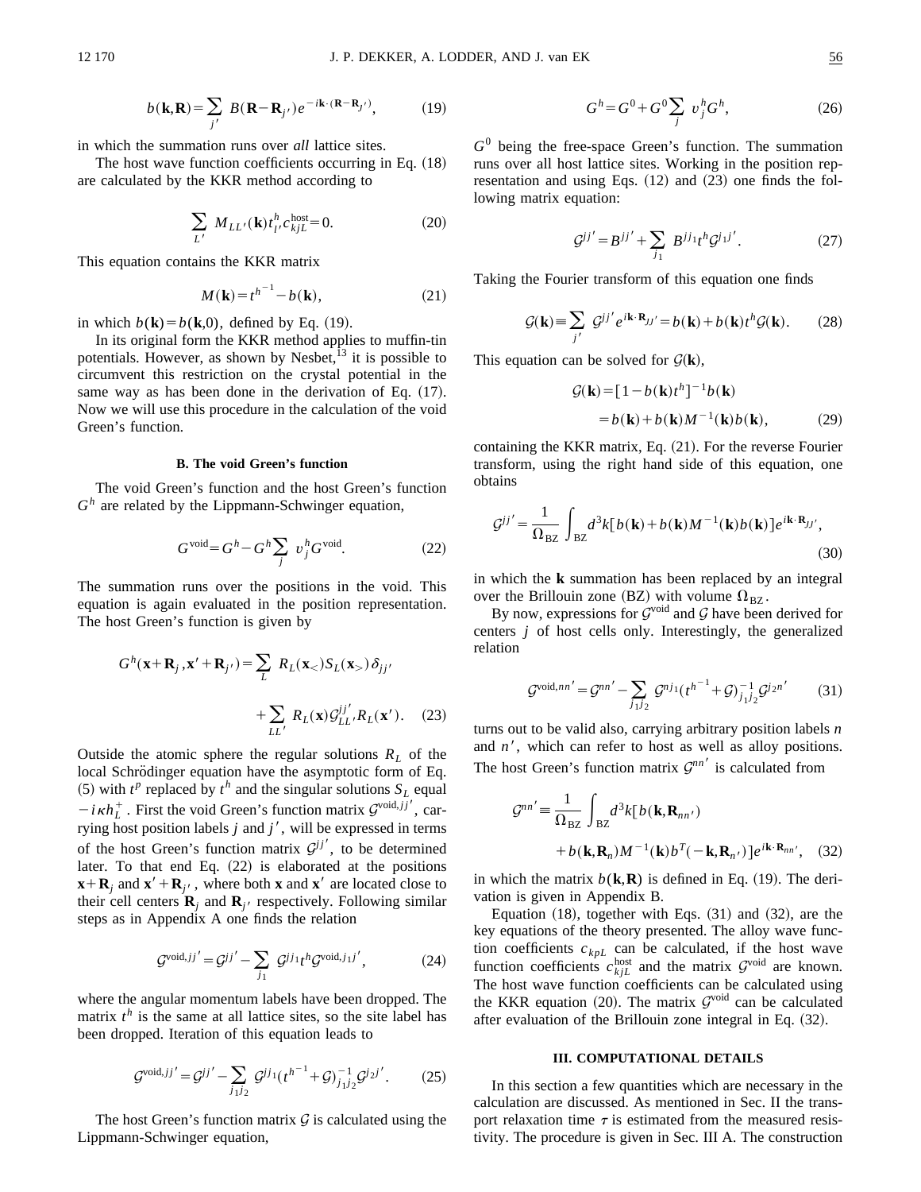$$b(\mathbf{k},\mathbf{R}) = \sum_{j'} B(\mathbf{R}-\mathbf{R}_{j'}) e^{-i\mathbf{k}\cdot(\mathbf{R}-\mathbf{R}_{J'})}, \tag{19}$$

in which the summation runs over *all* lattice sites.

The host wave function coefficients occurring in Eq. (18) are calculated by the KKR method according to

$$\sum_{L'} M_{LL'}(\mathbf{k}) t^h_{l'} c^{\rm host}_{kjL} = 0. \tag{20}$$

This equation contains the KKR matrix

$$M(\mathbf{k}) = t^{h^{-1}} - b(\mathbf{k}), \tag{21}$$

in which $b(\mathbf{k}) = b(\mathbf{k},0)$, defined by Eq. (19).

In its original form the KKR method applies to muffin-tin potentials. However, as shown by Nesbet,[13] it is possible to circumvent this restriction on the crystal potential in the same way as has been done in the derivation of Eq. (17). Now we will use this procedure in the calculation of the void Green's function.

### B. The void Green's function

The void Green's function and the host Green's function $G^h$ are related by the Lippmann-Schwinger equation,

$$G^{\rm void} = G^h - G^h \sum_j v^h_j G^{\rm void}. \tag{22}$$

The summation runs over the positions in the void. This equation is again evaluated in the position representation. The host Green's function is given by

$$G^h(\mathbf{x}+\mathbf{R}_j, \mathbf{x}'+\mathbf{R}_{j'}) = \sum_L R_L(\mathbf{x}_<) S_L(\mathbf{x}_>) \delta_{jj'} + \sum_{LL'} R_L(\mathbf{x}) \mathcal{G}^{jj'}_{LL'} R_L(\mathbf{x}'). \tag{23}$$

Outside the atomic sphere the regular solutions $R_L$ of the local Schrödinger equation have the asymptotic form of Eq. (5) with $t^p$ replaced by $t^h$ and the singular solutions $S_L$ equal $-i\kappa h^+_L$. First the void Green's function matrix $\mathcal{G}^{{\rm void},jj'}$, carrying host position labels $j$ and $j'$, will be expressed in terms of the host Green's function matrix $\mathcal{G}^{jj'}$, to be determined later. To that end Eq. (22) is elaborated at the positions $\mathbf{x}+\mathbf{R}_j$ and $\mathbf{x}'+\mathbf{R}_{j'}$, where both $\mathbf{x}$ and $\mathbf{x}'$ are located close to their cell centers $\mathbf{R}_j$ and $\mathbf{R}_{j'}$ respectively. Following similar steps as in Appendix A one finds the relation

$$\mathcal{G}^{{\rm void},jj'} = \mathcal{G}^{jj'} - \sum_{j_1} \mathcal{G}^{jj_1} t^h \mathcal{G}^{{\rm void},j_1j'}, \tag{24}$$

where the angular momentum labels have been dropped. The matrix $t^h$ is the same at all lattice sites, so the site label has been dropped. Iteration of this equation leads to

$$\mathcal{G}^{{\rm void},jj'} = \mathcal{G}^{jj'} - \sum_{j_1j_2} \mathcal{G}^{jj_1} (t^{h^{-1}} + \mathcal{G})^{-1}_{j_1j_2} \mathcal{G}^{j_2j'}. \tag{25}$$

The host Green's function matrix $\mathcal{G}$ is calculated using the Lippmann-Schwinger equation,

$$G^h = G^0 + G^0 \sum_j v^h_j G^h, \tag{26}$$

$G^0$ being the free-space Green's function. The summation runs over all host lattice sites. Working in the position representation and using Eqs. (12) and (23) one finds the following matrix equation:

$$\mathcal{G}^{jj'} = B^{jj'} + \sum_{j_1} B^{jj_1} t^h \mathcal{G}^{j_1j'}. \tag{27}$$

Taking the Fourier transform of this equation one finds

$$\mathcal{G}(\mathbf{k}) \equiv \sum_{j'} \mathcal{G}^{jj'} e^{i\mathbf{k}\cdot\mathbf{R}_{JJ'}} = b(\mathbf{k}) + b(\mathbf{k}) t^h \mathcal{G}(\mathbf{k}). \tag{28}$$

This equation can be solved for $\mathcal{G}(\mathbf{k})$,

$$\begin{aligned}\mathcal{G}(\mathbf{k}) &= [1 - b(\mathbf{k})t^h]^{-1} b(\mathbf{k}) \\ &= b(\mathbf{k}) + b(\mathbf{k}) M^{-1}(\mathbf{k}) b(\mathbf{k}),\end{aligned} \tag{29}$$

containing the KKR matrix, Eq. (21). For the reverse Fourier transform, using the right hand side of this equation, one obtains

$$\mathcal{G}^{jj'} = \frac{1}{\Omega_{\rm BZ}} \int_{\rm BZ} d^3k [b(\mathbf{k}) + b(\mathbf{k}) M^{-1}(\mathbf{k}) b(\mathbf{k})] e^{i\mathbf{k}\cdot\mathbf{R}_{JJ'}}, \tag{30}$$

in which the $\mathbf{k}$ summation has been replaced by an integral over the Brillouin zone (BZ) with volume $\Omega_{\rm BZ}$.

By now, expressions for $\mathcal{G}^{\rm void}$ and $\mathcal{G}$ have been derived for centers $j$ of host cells only. Interestingly, the generalized relation

$$\mathcal{G}^{{\rm void},nn'} = \mathcal{G}^{nn'} - \sum_{j_1j_2} \mathcal{G}^{nj_1} (t^{h^{-1}} + \mathcal{G})^{-1}_{j_1j_2} \mathcal{G}^{j_2n'} \tag{31}$$

turns out to be valid also, carrying arbitrary position labels $n$ and $n'$, which can refer to host as well as alloy positions. The host Green's function matrix $\mathcal{G}^{nn'}$ is calculated from

$$\mathcal{G}^{nn'} \equiv \frac{1}{\Omega_{\rm BZ}} \int_{\rm BZ} d^3k [b(\mathbf{k},\mathbf{R}_{nn'}) + b(\mathbf{k},\mathbf{R}_n) M^{-1}(\mathbf{k}) b^T(-\mathbf{k},\mathbf{R}_{n'})] e^{i\mathbf{k}\cdot\mathbf{R}_{nn'}}, \tag{32}$$

in which the matrix $b(\mathbf{k},\mathbf{R})$ is defined in Eq. (19). The derivation is given in Appendix B.

Equation (18), together with Eqs. (31) and (32), are the key equations of the theory presented. The alloy wave function coefficients $c_{kpL}$ can be calculated, if the host wave function coefficients $c^{\rm host}_{kjL}$ and the matrix $\mathcal{G}^{\rm void}$ are known. The host wave function coefficients can be calculated using the KKR equation (20). The matrix $\mathcal{G}^{\rm void}$ can be calculated after evaluation of the Brillouin zone integral in Eq. (32).

## III. COMPUTATIONAL DETAILS

In this section a few quantities which are necessary in the calculation are discussed. As mentioned in Sec. II the transport relaxation time $\tau$ is estimated from the measured resistivity. The procedure is given in Sec. III A. The construction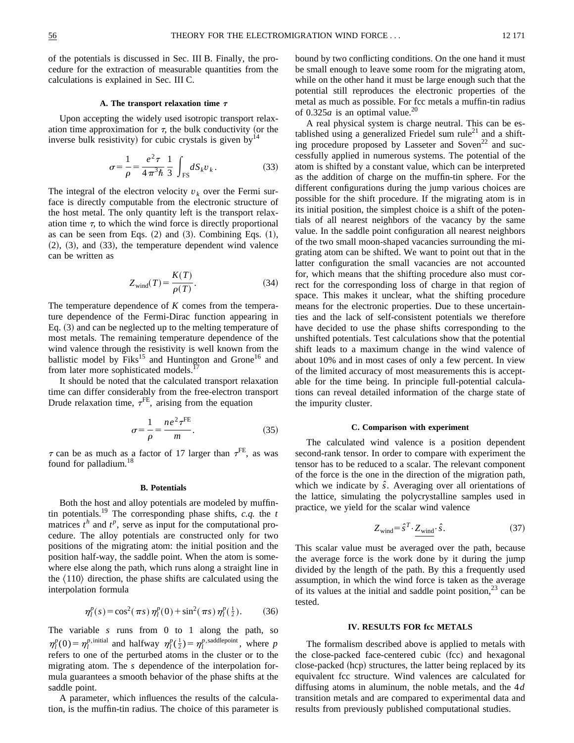of the potentials is discussed in Sec. III B. Finally, the procedure for the extraction of measurable quantities from the calculations is explained in Sec. III C.

### A. The transport relaxation time $\tau$

Upon accepting the widely used isotropic transport relaxation time approximation for $\tau$, the bulk conductivity (or the inverse bulk resistivity) for cubic crystals is given by[14]

$$\sigma = \frac{1}{\rho} = \frac{e^2 \tau}{4\pi^3 \hbar} \frac{1}{3} \int_{\mathrm{FS}} dS_k v_k. \tag{33}$$

The integral of the electron velocity $v_k$ over the Fermi surface is directly computable from the electronic structure of the host metal. The only quantity left is the transport relaxation time $\tau$, to which the wind force is directly proportional as can be seen from Eqs. (2) and (3). Combining Eqs. (1), (2), (3), and (33), the temperature dependent wind valence can be written as

$$Z_{\mathrm{wind}}(T) = \frac{K(T)}{\rho(T)}. \tag{34}$$

The temperature dependence of $K$ comes from the temperature dependence of the Fermi-Dirac function appearing in Eq. (3) and can be neglected up to the melting temperature of most metals. The remaining temperature dependence of the wind valence through the resistivity is well known from the ballistic model by Fiks[15] and Huntington and Grone[16] and from later more sophisticated models.[17]

It should be noted that the calculated transport relaxation time can differ considerably from the free-electron transport Drude relaxation time, $\tau^{\mathrm{FE}}$, arising from the equation

$$\sigma = \frac{1}{\rho} = \frac{ne^2 \tau^{\mathrm{FE}}}{m}. \tag{35}$$

$\tau$ can be as much as a factor of 17 larger than $\tau^{\mathrm{FE}}$, as was found for palladium.[18]

### B. Potentials

Both the host and alloy potentials are modeled by muffin-tin potentials.[19] The corresponding phase shifts, *c.q.* the $t$ matrices $t^h$ and $t^p$, serve as input for the computational procedure. The alloy potentials are constructed only for two positions of the migrating atom: the initial position and the position half-way, the saddle point. When the atom is somewhere else along the path, which runs along a straight line in the $\langle 110 \rangle$ direction, the phase shifts are calculated using the interpolation formula

$$\eta_l^p(s) = \cos^2(\pi s)\, \eta_l^p(0) + \sin^2(\pi s)\, \eta_l^p(\tfrac{1}{2}). \tag{36}$$

The variable $s$ runs from 0 to 1 along the path, so $\eta_l^p(0) = \eta_l^{p,\mathrm{initial}}$ and halfway $\eta_l^p(\frac{1}{2}) = \eta_l^{p,\mathrm{saddlepoint}}$, where $p$ refers to one of the perturbed atoms in the cluster or to the migrating atom. The $s$ dependence of the interpolation formula guarantees a smooth behavior of the phase shifts at the saddle point.

A parameter, which influences the results of the calculation, is the muffin-tin radius. The choice of this parameter is bound by two conflicting conditions. On the one hand it must be small enough to leave some room for the migrating atom, while on the other hand it must be large enough such that the potential still reproduces the electronic properties of the metal as much as possible. For fcc metals a muffin-tin radius of $0.325a$ is an optimal value.[20]

A real physical system is charge neutral. This can be established using a generalized Friedel sum rule[21] and a shifting procedure proposed by Lasseter and Soven[22] and successfully applied in numerous systems. The potential of the atom is shifted by a constant value, which can be interpreted as the addition of charge on the muffin-tin sphere. For the different configurations during the jump various choices are possible for the shift procedure. If the migrating atom is in its initial position, the simplest choice is a shift of the potentials of all nearest neighbors of the vacancy by the same value. In the saddle point configuration all nearest neighbors of the two small moon-shaped vacancies surrounding the migrating atom can be shifted. We want to point out that in the latter configuration the small vacancies are not accounted for, which means that the shifting procedure also must correct for the corresponding loss of charge in that region of space. This makes it unclear, what the shifting procedure means for the electronic properties. Due to these uncertainties and the lack of self-consistent potentials we therefore have decided to use the phase shifts corresponding to the unshifted potentials. Test calculations show that the potential shift leads to a maximum change in the wind valence of about 10% and in most cases of only a few percent. In view of the limited accuracy of most measurements this is acceptable for the time being. In principle full-potential calculations can reveal detailed information of the charge state of the impurity cluster.

### C. Comparison with experiment

The calculated wind valence is a position dependent second-rank tensor. In order to compare with experiment the tensor has to be reduced to a scalar. The relevant component of the force is the one in the direction of the migration path, which we indicate by $\hat{s}$. Averaging over all orientations of the lattice, simulating the polycrystalline samples used in practice, we yield for the scalar wind valence

$$Z_{\mathrm{wind}} = \hat{s}^T \cdot \underline{Z_{\mathrm{wind}}} \cdot \hat{s}. \tag{37}$$

This scalar value must be averaged over the path, because the average force is the work done by it during the jump divided by the length of the path. By this a frequently used assumption, in which the wind force is taken as the average of its values at the initial and saddle point position,[23] can be tested.

## IV. RESULTS FOR fcc METALS

The formalism described above is applied to metals with the close-packed face-centered cubic (fcc) and hexagonal close-packed (hcp) structures, the latter being replaced by its equivalent fcc structure. Wind valences are calculated for diffusing atoms in aluminum, the noble metals, and the $4d$ transition metals and are compared to experimental data and results from previously published computational studies.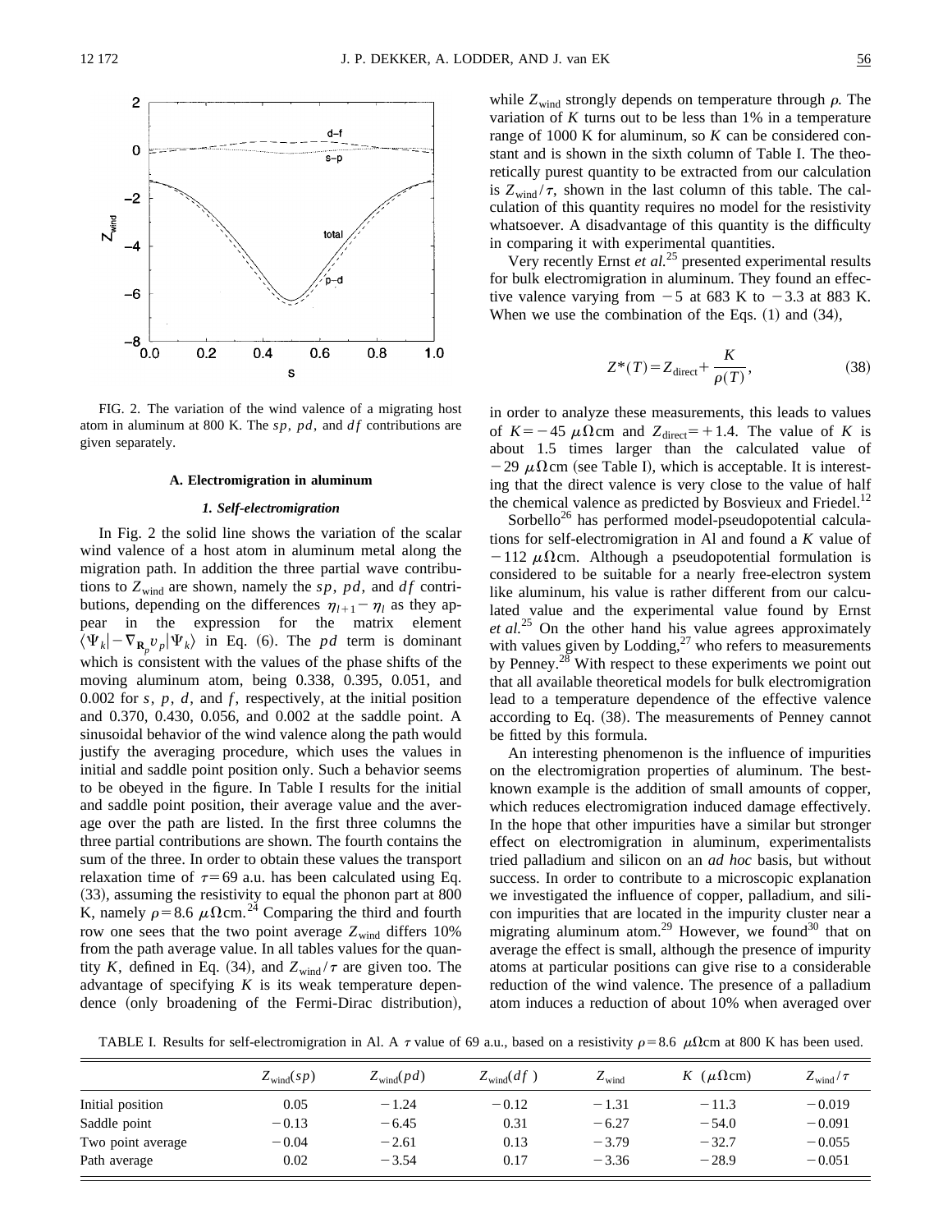FIG. 2. The variation of the wind valence of a migrating host atom in aluminum at 800 K. The $sp$, $pd$, and $df$ contributions are given separately.

### A. Electromigration in aluminum

#### *1. Self-electromigration*

In Fig. 2 the solid line shows the variation of the scalar wind valence of a host atom in aluminum metal along the migration path. In addition the three partial wave contributions to $Z_{\text{wind}}$ are shown, namely the $sp$, $pd$, and $df$ contributions, depending on the differences $\eta_{l+1}-\eta_l$ as they appear in the expression for the matrix element $\langle \Psi_k | -\nabla_{\mathbf{R}_p} v_p | \Psi_k \rangle$ in Eq. (6). The $pd$ term is dominant which is consistent with the values of the phase shifts of the moving aluminum atom, being 0.338, 0.395, 0.051, and 0.002 for $s$, $p$, $d$, and $f$, respectively, at the initial position and 0.370, 0.430, 0.056, and 0.002 at the saddle point. A sinusoidal behavior of the wind valence along the path would justify the averaging procedure, which uses the values in initial and saddle point position only. Such a behavior seems to be obeyed in the figure. In Table I results for the initial and saddle point position, their average value and the average over the path are listed. In the first three columns the three partial contributions are shown. The fourth contains the sum of the three. In order to obtain these values the transport relaxation time of $\tau=69$ a.u. has been calculated using Eq. (33), assuming the resistivity to equal the phonon part at 800 K, namely $\rho=8.6$ $\mu\Omega$cm.[24] Comparing the third and fourth row one sees that the two point average $Z_{\text{wind}}$ differs 10% from the path average value. In all tables values for the quantity $K$, defined in Eq. (34), and $Z_{\text{wind}}/\tau$ are given too. The advantage of specifying $K$ is its weak temperature dependence (only broadening of the Fermi-Dirac distribution), while $Z_{\text{wind}}$ strongly depends on temperature through $\rho$. The variation of $K$ turns out to be less than 1% in a temperature range of 1000 K for aluminum, so $K$ can be considered constant and is shown in the sixth column of Table I. The theoretically purest quantity to be extracted from our calculation is $Z_{\text{wind}}/\tau$, shown in the last column of this table. The calculation of this quantity requires no model for the resistivity whatsoever. A disadvantage of this quantity is the difficulty in comparing it with experimental quantities.

Very recently Ernst *et al.*[25] presented experimental results for bulk electromigration in aluminum. They found an effective valence varying from $-5$ at 683 K to $-3.3$ at 883 K. When we use the combination of the Eqs. (1) and (34),

$$Z^*(T)=Z_{\text{direct}}+\frac{K}{\rho(T)}, \tag{38}$$

in order to analyze these measurements, this leads to values of $K=-45$ $\mu\Omega$cm and $Z_{\text{direct}}=+1.4$. The value of $K$ is about 1.5 times larger than the calculated value of $-29$ $\mu\Omega$cm (see Table I), which is acceptable. It is interesting that the direct valence is very close to the value of half the chemical valence as predicted by Bosvieux and Friedel.[12]

Sorbello[26] has performed model-pseudopotential calculations for self-electromigration in Al and found a $K$ value of $-112$ $\mu\Omega$cm. Although a pseudopotential formulation is considered to be suitable for a nearly free-electron system like aluminum, his value is rather different from our calculated value and the experimental value found by Ernst *et al.*[25] On the other hand his value agrees approximately with values given by Lodding,[27] who refers to measurements by Penney.[28] With respect to these experiments we point out that all available theoretical models for bulk electromigration lead to a temperature dependence of the effective valence according to Eq. (38). The measurements of Penney cannot be fitted by this formula.

An interesting phenomenon is the influence of impurities on the electromigration properties of aluminum. The best-known example is the addition of small amounts of copper, which reduces electromigration induced damage effectively. In the hope that other impurities have a similar but stronger effect on electromigration in aluminum, experimentalists tried palladium and silicon on an *ad hoc* basis, but without success. In order to contribute to a microscopic explanation we investigated the influence of copper, palladium, and silicon impurities that are located in the impurity cluster near a migrating aluminum atom.[29] However, we found[30] that on average the effect is small, although the presence of impurity atoms at particular positions can give rise to a considerable reduction of the wind valence. The presence of a palladium atom induces a reduction of about 10% when averaged over

TABLE I. Results for self-electromigration in Al. A $\tau$ value of 69 a.u., based on a resistivity $\rho=8.6$ $\mu\Omega$cm at 800 K has been used.

| | $Z_{\text{wind}}(sp)$ | $Z_{\text{wind}}(pd)$ | $Z_{\text{wind}}(df)$ | $Z_{\text{wind}}$ | $K$ ($\mu\Omega$cm) | $Z_{\text{wind}}/\tau$ |
|---|---|---|---|---|---|---|
| Initial position | 0.05 | $-1.24$ | $-0.12$ | $-1.31$ | $-11.3$ | $-0.019$ |
| Saddle point | $-0.13$ | $-6.45$ | 0.31 | $-6.27$ | $-54.0$ | $-0.091$ |
| Two point average | $-0.04$ | $-2.61$ | 0.13 | $-3.79$ | $-32.7$ | $-0.055$ |
| Path average | 0.02 | $-3.54$ | 0.17 | $-3.36$ | $-28.9$ | $-0.051$ |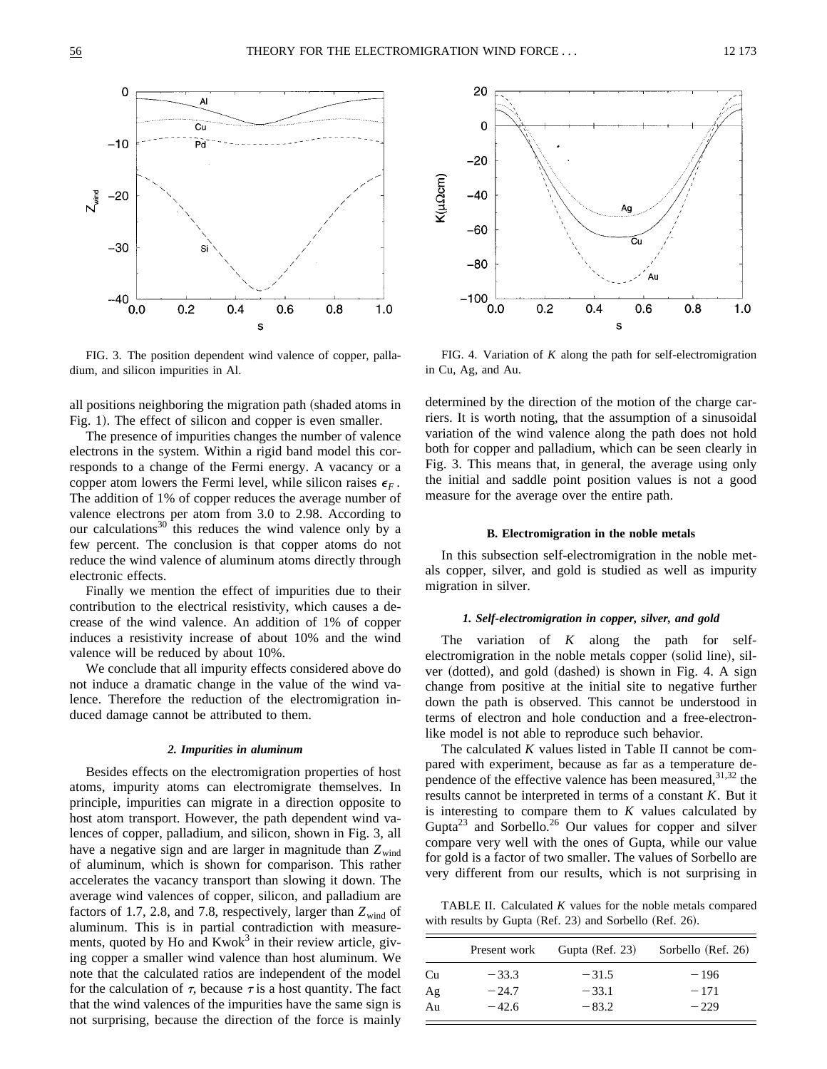FIG. 3. The position dependent wind valence of copper, palladium, and silicon impurities in Al.

FIG. 4. Variation of $K$ along the path for self-electromigration in Cu, Ag, and Au.

all positions neighboring the migration path (shaded atoms in Fig. 1). The effect of silicon and copper is even smaller.

The presence of impurities changes the number of valence electrons in the system. Within a rigid band model this corresponds to a change of the Fermi energy. A vacancy or a copper atom lowers the Fermi level, while silicon raises $\epsilon_F$. The addition of 1% of copper reduces the average number of valence electrons per atom from 3.0 to 2.98. According to our calculations[30] this reduces the wind valence only by a few percent. The conclusion is that copper atoms do not reduce the wind valence of aluminum atoms directly through electronic effects.

Finally we mention the effect of impurities due to their contribution to the electrical resistivity, which causes a decrease of the wind valence. An addition of 1% of copper induces a resistivity increase of about 10% and the wind valence will be reduced by about 10%.

We conclude that all impurity effects considered above do not induce a dramatic change in the value of the wind valence. Therefore the reduction of the electromigration induced damage cannot be attributed to them.

#### *2. Impurities in aluminum*

Besides effects on the electromigration properties of host atoms, impurity atoms can electromigrate themselves. In principle, impurities can migrate in a direction opposite to host atom transport. However, the path dependent wind valences of copper, palladium, and silicon, shown in Fig. 3, all have a negative sign and are larger in magnitude than $Z_{\text{wind}}$ of aluminum, which is shown for comparison. This rather accelerates the vacancy transport than slowing it down. The average wind valences of copper, silicon, and palladium are factors of 1.7, 2.8, and 7.8, respectively, larger than $Z_{\text{wind}}$ of aluminum. This is in partial contradiction with measurements, quoted by Ho and Kwok[3] in their review article, giving copper a smaller wind valence than host aluminum. We note that the calculated ratios are independent of the model for the calculation of $\tau$, because $\tau$ is a host quantity. The fact that the wind valences of the impurities have the same sign is not surprising, because the direction of the force is mainly determined by the direction of the motion of the charge carriers. It is worth noting, that the assumption of a sinusoidal variation of the wind valence along the path does not hold both for copper and palladium, which can be seen clearly in Fig. 3. This means that, in general, the average using only the initial and saddle point position values is not a good measure for the average over the entire path.

### B. Electromigration in the noble metals

In this subsection self-electromigration in the noble metals copper, silver, and gold is studied as well as impurity migration in silver.

#### *1. Self-electromigration in copper, silver, and gold*

The variation of $K$ along the path for self-electromigration in the noble metals copper (solid line), silver (dotted), and gold (dashed) is shown in Fig. 4. A sign change from positive at the initial site to negative further down the path is observed. This cannot be understood in terms of electron and hole conduction and a free-electron-like model is not able to reproduce such behavior.

The calculated $K$ values listed in Table II cannot be compared with experiment, because as far as a temperature dependence of the effective valence has been measured,[31,32] the results cannot be interpreted in terms of a constant $K$. But it is interesting to compare them to $K$ values calculated by Gupta[23] and Sorbello.[26] Our values for copper and silver compare very well with the ones of Gupta, while our value for gold is a factor of two smaller. The values of Sorbello are very different from our results, which is not surprising in

TABLE II. Calculated $K$ values for the noble metals compared with results by Gupta (Ref. 23) and Sorbello (Ref. 26).

| | Present work | Gupta (Ref. 23) | Sorbello (Ref. 26) |
|---|---|---|---|
| Cu | −33.3 | −31.5 | −196 |
| Ag | −24.7 | −33.1 | −171 |
| Au | −42.6 | −83.2 | −229 |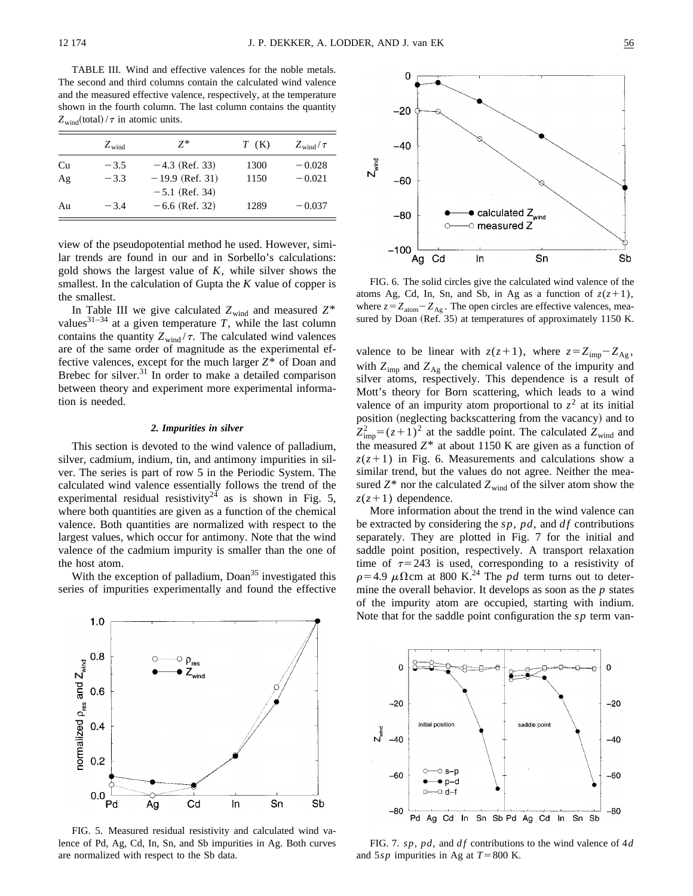TABLE III. Wind and effective valences for the noble metals. The second and third columns contain the calculated wind valence and the measured effective valence, respectively, at the temperature shown in the fourth column. The last column contains the quantity $Z_{wind}(\text{total})/\tau$ in atomic units.

| | $Z_{wind}$ | $Z^*$ | $T$ (K) | $Z_{wind}/\tau$ |
|---|---|---|---|---|
| Cu | −3.5 | −4.3 (Ref. 33) | 1300 | −0.028 |
| Ag | −3.3 | −19.9 (Ref. 31) | 1150 | −0.021 |
| | | −5.1 (Ref. 34) | | |
| Au | −3.4 | −6.6 (Ref. 32) | 1289 | −0.037 |

view of the pseudopotential method he used. However, similar trends are found in our and in Sorbello's calculations: gold shows the largest value of $K$, while silver shows the smallest. In the calculation of Gupta the $K$ value of copper is the smallest.

In Table III we give calculated $Z_{wind}$ and measured $Z^*$ values[31–34] at a given temperature $T$, while the last column contains the quantity $Z_{wind}/\tau$. The calculated wind valences are of the same order of magnitude as the experimental effective valences, except for the much larger $Z^*$ of Doan and Brebec for silver.[31] In order to make a detailed comparison between theory and experiment more experimental information is needed.

#### 2. Impurities in silver

This section is devoted to the wind valence of palladium, silver, cadmium, indium, tin, and antimony impurities in silver. The series is part of row 5 in the Periodic System. The calculated wind valence essentially follows the trend of the experimental residual resistivity[24] as is shown in Fig. 5, where both quantities are given as a function of the chemical valence. Both quantities are normalized with respect to the largest values, which occur for antimony. Note that the wind valence of the cadmium impurity is smaller than the one of the host atom.

With the exception of palladium, Doan[35] investigated this series of impurities experimentally and found the effective valence to be linear with $z(z+1)$, where $z = Z_{imp} - Z_{Ag}$, with $Z_{imp}$ and $Z_{Ag}$ the chemical valence of the impurity and silver atoms, respectively. This dependence is a result of Mott's theory for Born scattering, which leads to a wind valence of an impurity atom proportional to $z^2$ at its initial position (neglecting backscattering from the vacancy) and to $Z_{imp}^2 = (z+1)^2$ at the saddle point. The calculated $Z_{wind}$ and the measured $Z^*$ at about 1150 K are given as a function of $z(z+1)$ in Fig. 6. Measurements and calculations show a similar trend, but the values do not agree. Neither the measured $Z^*$ nor the calculated $Z_{wind}$ of the silver atom show the $z(z+1)$ dependence.

More information about the trend in the wind valence can be extracted by considering the $sp$, $pd$, and $df$ contributions separately. They are plotted in Fig. 7 for the initial and saddle point position, respectively. A transport relaxation time of $\tau = 243$ is used, corresponding to a resistivity of $\rho = 4.9\ \mu\Omega\text{cm}$ at 800 K.[24] The $pd$ term turns out to determine the overall behavior. It develops as soon as the $p$ states of the impurity atom are occupied, starting with indium. Note that for the saddle point configuration the $sp$ term van-

FIG. 5. Measured residual resistivity and calculated wind valence of Pd, Ag, Cd, In, Sn, and Sb impurities in Ag. Both curves are normalized with respect to the Sb data.

FIG. 6. The solid circles give the calculated wind valence of the atoms Ag, Cd, In, Sn, and Sb, in Ag as a function of $z(z+1)$, where $z = Z_{atom} - Z_{Ag}$. The open circles are effective valences, measured by Doan (Ref. 35) at temperatures of approximately 1150 K.

FIG. 7. $sp$, $pd$, and $df$ contributions to the wind valence of 4$d$ and 5$sp$ impurities in Ag at $T = 800$ K.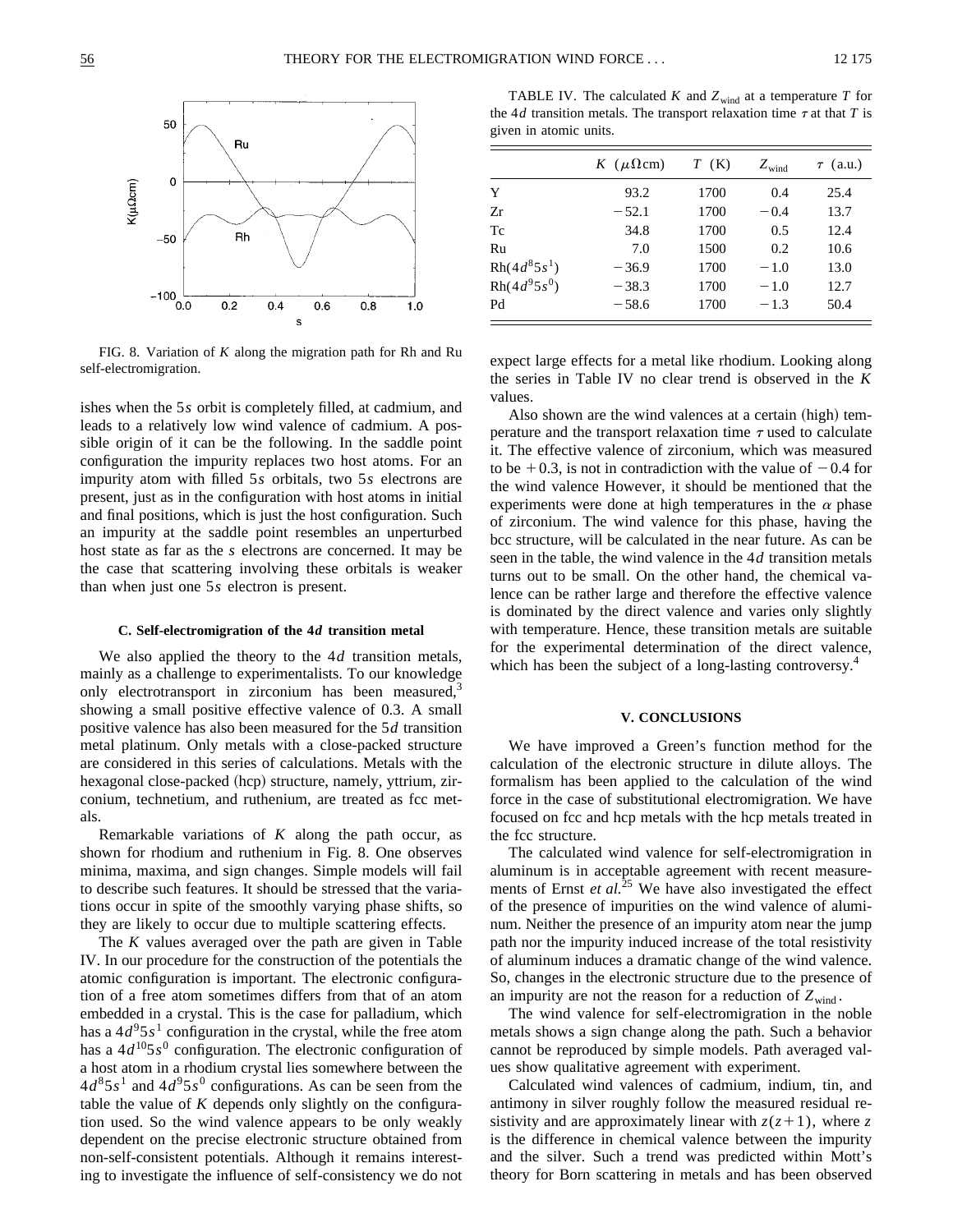FIG. 8. Variation of $K$ along the migration path for Rh and Ru self-electromigration.

ishes when the 5$s$ orbit is completely filled, at cadmium, and leads to a relatively low wind valence of cadmium. A possible origin of it can be the following. In the saddle point configuration the impurity replaces two host atoms. For an impurity atom with filled 5$s$ orbitals, two 5$s$ electrons are present, just as in the configuration with host atoms in initial and final positions, which is just the host configuration. Such an impurity at the saddle point resembles an unperturbed host state as far as the $s$ electrons are concerned. It may be the case that scattering involving these orbitals is weaker than when just one 5$s$ electron is present.

### C. Self-electromigration of the 4*d* transition metal

We also applied the theory to the 4$d$ transition metals, mainly as a challenge to experimentalists. To our knowledge only electrotransport in zirconium has been measured,[3] showing a small positive effective valence of 0.3. A small positive valence has also been measured for the 5$d$ transition metal platinum. Only metals with a close-packed structure are considered in this series of calculations. Metals with the hexagonal close-packed (hcp) structure, namely, yttrium, zirconium, technetium, and ruthenium, are treated as fcc metals.

Remarkable variations of $K$ along the path occur, as shown for rhodium and ruthenium in Fig. 8. One observes minima, maxima, and sign changes. Simple models will fail to describe such features. It should be stressed that the variations occur in spite of the smoothly varying phase shifts, so they are likely to occur due to multiple scattering effects.

The $K$ values averaged over the path are given in Table IV. In our procedure for the construction of the potentials the atomic configuration is important. The electronic configuration of a free atom sometimes differs from that of an atom embedded in a crystal. This is the case for palladium, which has a $4d^9 5s^1$ configuration in the crystal, while the free atom has a $4d^{10} 5s^0$ configuration. The electronic configuration of a host atom in a rhodium crystal lies somewhere between the $4d^8 5s^1$ and $4d^9 5s^0$ configurations. As can be seen from the table the value of $K$ depends only slightly on the configuration used. So the wind valence appears to be only weakly dependent on the precise electronic structure obtained from non-self-consistent potentials. Although it remains interesting to investigate the influence of self-consistency we do not

TABLE IV. The calculated $K$ and $Z_{\mathrm{wind}}$ at a temperature $T$ for the 4$d$ transition metals. The transport relaxation time $\tau$ at that $T$ is given in atomic units.

| | $K$ ($\mu\Omega$cm) | $T$ (K) | $Z_{\mathrm{wind}}$ | $\tau$ (a.u.) |
|---|---|---|---|---|
| Y | 93.2 | 1700 | 0.4 | 25.4 |
| Zr | −52.1 | 1700 | −0.4 | 13.7 |
| Tc | 34.8 | 1700 | 0.5 | 12.4 |
| Ru | 7.0 | 1500 | 0.2 | 10.6 |
| Rh($4d^8 5s^1$) | −36.9 | 1700 | −1.0 | 13.0 |
| Rh($4d^9 5s^0$) | −38.3 | 1700 | −1.0 | 12.7 |
| Pd | −58.6 | 1700 | −1.3 | 50.4 |

expect large effects for a metal like rhodium. Looking along the series in Table IV no clear trend is observed in the $K$ values.

Also shown are the wind valences at a certain (high) temperature and the transport relaxation time $\tau$ used to calculate it. The effective valence of zirconium, which was measured to be +0.3, is not in contradiction with the value of −0.4 for the wind valence However, it should be mentioned that the experiments were done at high temperatures in the $\alpha$ phase of zirconium. The wind valence for this phase, having the bcc structure, will be calculated in the near future. As can be seen in the table, the wind valence in the 4$d$ transition metals turns out to be small. On the other hand, the chemical valence can be rather large and therefore the effective valence is dominated by the direct valence and varies only slightly with temperature. Hence, these transition metals are suitable for the experimental determination of the direct valence, which has been the subject of a long-lasting controversy.[4]

## V. CONCLUSIONS

We have improved a Green's function method for the calculation of the electronic structure in dilute alloys. The formalism has been applied to the calculation of the wind force in the case of substitutional electromigration. We have focused on fcc and hcp metals with the hcp metals treated in the fcc structure.

The calculated wind valence for self-electromigration in aluminum is in acceptable agreement with recent measurements of Ernst *et al.*[25] We have also investigated the effect of the presence of impurities on the wind valence of aluminum. Neither the presence of an impurity atom near the jump path nor the impurity induced increase of the total resistivity of aluminum induces a dramatic change of the wind valence. So, changes in the electronic structure due to the presence of an impurity are not the reason for a reduction of $Z_{\mathrm{wind}}$.

The wind valence for self-electromigration in the noble metals shows a sign change along the path. Such a behavior cannot be reproduced by simple models. Path averaged values show qualitative agreement with experiment.

Calculated wind valences of cadmium, indium, tin, and antimony in silver roughly follow the measured residual resistivity and are approximately linear with $z(z+1)$, where $z$ is the difference in chemical valence between the impurity and the silver. Such a trend was predicted within Mott's theory for Born scattering in metals and has been observed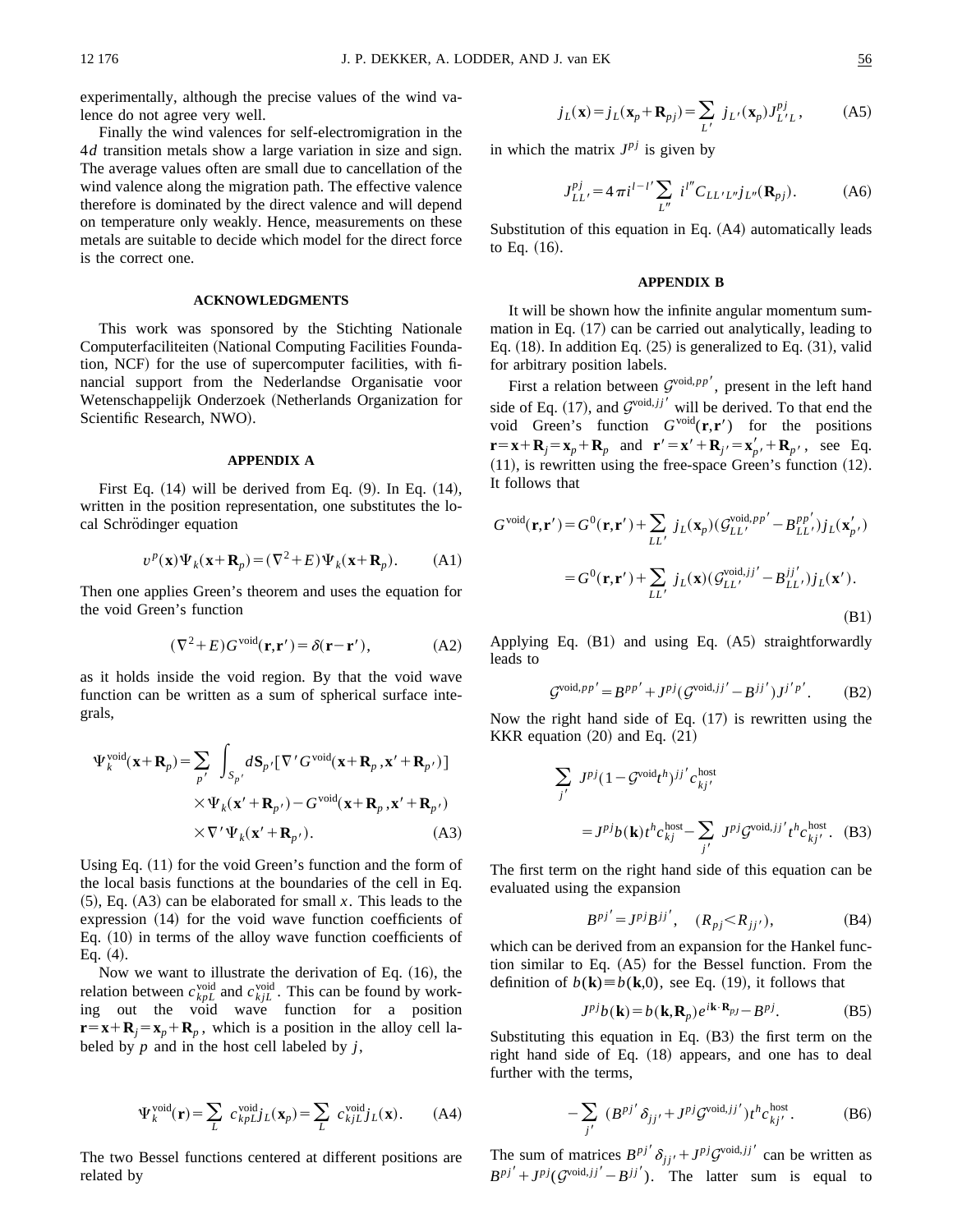experimentally, although the precise values of the wind valence do not agree very well.

Finally the wind valences for self-electromigration in the $4d$ transition metals show a large variation in size and sign. The average values often are small due to cancellation of the wind valence along the migration path. The effective valence therefore is dominated by the direct valence and will depend on temperature only weakly. Hence, measurements on these metals are suitable to decide which model for the direct force is the correct one.

## ACKNOWLEDGMENTS

This work was sponsored by the Stichting Nationale Computerfaciliteiten (National Computing Facilities Foundation, NCF) for the use of supercomputer facilities, with financial support from the Nederlandse Organisatie voor Wetenschappelijk Onderzoek (Netherlands Organization for Scientific Research, NWO).

## APPENDIX A

First Eq. (14) will be derived from Eq. (9). In Eq. (14), written in the position representation, one substitutes the local Schrödinger equation

$$v^p(\mathbf{x})\Psi_k(\mathbf{x}+\mathbf{R}_p)=(\nabla^2+E)\Psi_k(\mathbf{x}+\mathbf{R}_p). \qquad \text{(A1)}$$

Then one applies Green's theorem and uses the equation for the void Green's function

$$(\nabla^2+E)G^{\text{void}}(\mathbf{r},\mathbf{r}')=\delta(\mathbf{r}-\mathbf{r}'), \qquad \text{(A2)}$$

as it holds inside the void region. By that the void wave function can be written as a sum of spherical surface integrals,

$$\begin{aligned}\Psi_k^{\text{void}}(\mathbf{x}+\mathbf{R}_p)=\sum_{p'}\int_{S_{p'}} d\mathbf{S}_{p'}[\nabla' G^{\text{void}}(\mathbf{x}+\mathbf{R}_p,\mathbf{x}'+\mathbf{R}_{p'})]\\ \times\Psi_k(\mathbf{x}'+\mathbf{R}_{p'})-G^{\text{void}}(\mathbf{x}+\mathbf{R}_p,\mathbf{x}'+\mathbf{R}_{p'})\\ \times\nabla'\Psi_k(\mathbf{x}'+\mathbf{R}_{p'}).\end{aligned} \qquad \text{(A3)}$$

Using Eq. (11) for the void Green's function and the form of the local basis functions at the boundaries of the cell in Eq. (5), Eq. (A3) can be elaborated for small $x$. This leads to the expression (14) for the void wave function coefficients of Eq. (10) in terms of the alloy wave function coefficients of Eq. (4).

Now we want to illustrate the derivation of Eq. (16), the relation between $c_{kpL}^{\text{void}}$ and $c_{kjL}^{\text{void}}$. This can be found by working out the void wave function for a position $\mathbf{r}=\mathbf{x}+\mathbf{R}_j=\mathbf{x}_p+\mathbf{R}_p$, which is a position in the alloy cell labeled by $p$ and in the host cell labeled by $j$,

$$\Psi_k^{\text{void}}(\mathbf{r})=\sum_L c_{kpL}^{\text{void}} j_L(\mathbf{x}_p)=\sum_L c_{kjL}^{\text{void}} j_L(\mathbf{x}). \qquad \text{(A4)}$$

The two Bessel functions centered at different positions are related by

$$j_L(\mathbf{x})=j_L(\mathbf{x}_p+\mathbf{R}_{pj})=\sum_{L'} j_{L'}(\mathbf{x}_p)J_{L'L}^{pj}, \qquad \text{(A5)}$$

in which the matrix $J^{pj}$ is given by

$$J_{LL'}^{pj}=4\pi i^{l-l'}\sum_{L''} i^{l''}C_{LL'L''}j_{L''}(\mathbf{R}_{pj}). \qquad \text{(A6)}$$

Substitution of this equation in Eq. (A4) automatically leads to Eq. (16).

## APPENDIX B

It will be shown how the infinite angular momentum summation in Eq. (17) can be carried out analytically, leading to Eq. (18). In addition Eq. (25) is generalized to Eq. (31), valid for arbitrary position labels.

First a relation between $\mathcal{G}^{\text{void},pp'}$, present in the left hand side of Eq. (17), and $\mathcal{G}^{\text{void},jj'}$ will be derived. To that end the void Green's function $G^{\text{void}}(\mathbf{r},\mathbf{r}')$ for the positions $\mathbf{r}=\mathbf{x}+\mathbf{R}_j=\mathbf{x}_p+\mathbf{R}_p$ and $\mathbf{r}'=\mathbf{x}'+\mathbf{R}_{j'}=\mathbf{x}'_{p'}+\mathbf{R}_{p'}$, see Eq. (11), is rewritten using the free-space Green's function (12). It follows that

$$\begin{aligned}G^{\text{void}}(\mathbf{r},\mathbf{r}')&=G^0(\mathbf{r},\mathbf{r}')+\sum_{LL'} j_L(\mathbf{x}_p)(\mathcal{G}_{LL'}^{\text{void},pp'}-B_{LL'}^{pp'})j_L(\mathbf{x}'_{p'})\\ &=G^0(\mathbf{r},\mathbf{r}')+\sum_{LL'} j_L(\mathbf{x})(\mathcal{G}_{LL'}^{\text{void},jj'}-B_{LL'}^{jj'})j_L(\mathbf{x}').\end{aligned} \qquad \text{(B1)}$$

Applying Eq. (B1) and using Eq. (A5) straightforwardly leads to

$$\mathcal{G}^{\text{void},pp'}=B^{pp'}+J^{pj}(\mathcal{G}^{\text{void},jj'}-B^{jj'})J^{j'p'}. \qquad \text{(B2)}$$

Now the right hand side of Eq. (17) is rewritten using the KKR equation (20) and Eq. (21)

$$\begin{aligned}\sum_{j'} J^{pj}(1-\mathcal{G}^{\text{void}}t^h)^{jj'}c_{kj'}^{\text{host}}\\ =J^{pj}b(\mathbf{k})t^h c_{kj}^{\text{host}}-\sum_{j'} J^{pj}\mathcal{G}^{\text{void},jj'}t^h c_{kj'}^{\text{host}}.\end{aligned} \qquad \text{(B3)}$$

The first term on the right hand side of this equation can be evaluated using the expansion

$$B^{pj'}=J^{pj}B^{jj'}, \quad (R_{pj}<R_{jj'}), \qquad \text{(B4)}$$

which can be derived from an expansion for the Hankel function similar to Eq. (A5) for the Bessel function. From the definition of $b(\mathbf{k})\equiv b(\mathbf{k},0)$, see Eq. (19), it follows that

$$J^{pj}b(\mathbf{k})=b(\mathbf{k},\mathbf{R}_p)e^{i\mathbf{k}\cdot\mathbf{R}_{pj}}-B^{pj}. \qquad \text{(B5)}$$

Substituting this equation in Eq. (B3) the first term on the right hand side of Eq. (18) appears, and one has to deal further with the terms,

$$-\sum_{j'}(B^{pj'}\delta_{jj'}+J^{pj}\mathcal{G}^{\text{void},jj'})t^h c_{kj'}^{\text{host}}. \qquad \text{(B6)}$$

The sum of matrices $B^{pj'}\delta_{jj'}+J^{pj}\mathcal{G}^{\text{void},jj'}$ can be written as $B^{pj'}+J^{pj}(\mathcal{G}^{\text{void},jj'}-B^{jj'})$. The latter sum is equal to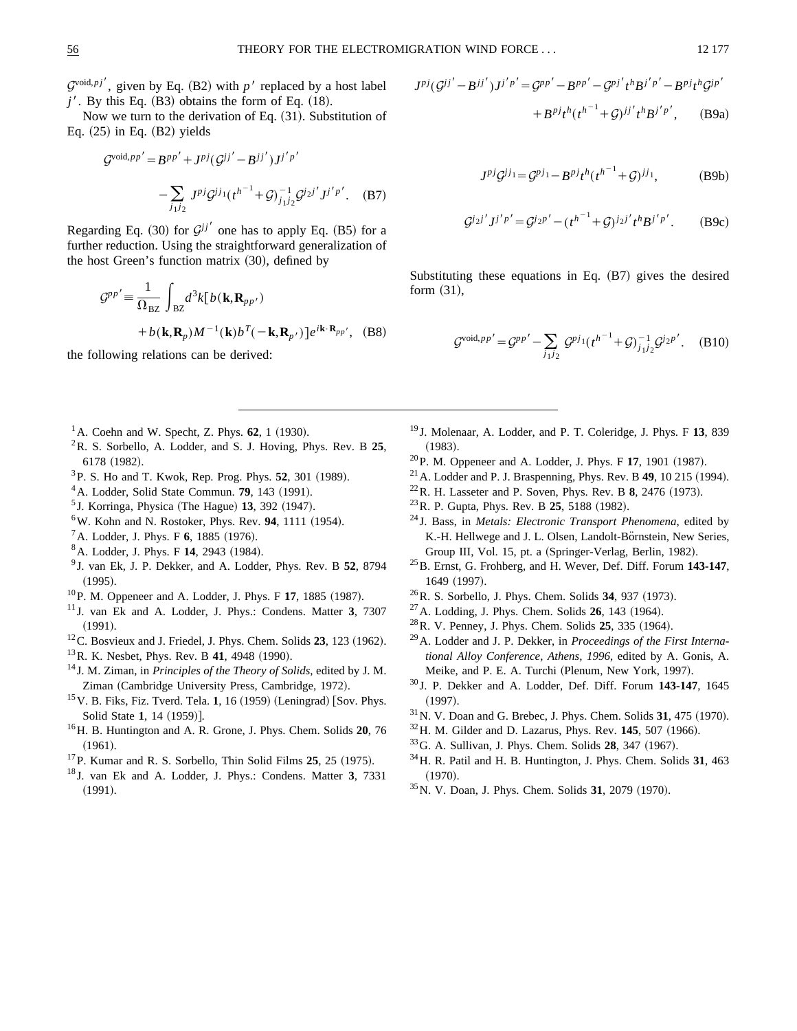$\mathcal{G}^{\text{void},pj'}$, given by Eq. (B2) with $p'$ replaced by a host label $j'$. By this Eq. (B3) obtains the form of Eq. (18).

Now we turn to the derivation of Eq. (31). Substitution of Eq. (25) in Eq. (B2) yields

$$\mathcal{G}^{\text{void},pp'} = B^{pp'} + J^{pj}(\mathcal{G}^{jj'} - B^{jj'})J^{j'p'} - \sum_{j_1 j_2} J^{pj}\mathcal{G}^{jj_1}(t^{h^{-1}} + \mathcal{G})^{-1}_{j_1 j_2}\mathcal{G}^{j_2 j'}J^{j'p'}. \quad \text{(B7)}$$

Regarding Eq. (30) for $\mathcal{G}^{jj'}$ one has to apply Eq. (B5) for a further reduction. Using the straightforward generalization of the host Green's function matrix (30), defined by

$$\mathcal{G}^{pp'} \equiv \frac{1}{\Omega_{\text{BZ}}} \int_{\text{BZ}} d^3k [b(\mathbf{k}, \mathbf{R}_{pp'}) + b(\mathbf{k}, \mathbf{R}_p) M^{-1}(\mathbf{k}) b^T(-\mathbf{k}, \mathbf{R}_{p'})] e^{i\mathbf{k}\cdot\mathbf{R}_{pp'}}, \quad \text{(B8)}$$

the following relations can be derived:

$$J^{pj}(\mathcal{G}^{jj'} - B^{jj'})J^{j'p'} = \mathcal{G}^{pp'} - B^{pp'} - \mathcal{G}^{pj'}t^h B^{j'p'} - B^{pj}t^h \mathcal{G}^{jp'} + B^{pj}t^h(t^{h^{-1}} + \mathcal{G})^{jj'}t^h B^{j'p'}, \quad \text{(B9a)}$$

$$J^{pj}\mathcal{G}^{jj_1} = \mathcal{G}^{pj_1} - B^{pj}t^h(t^{h^{-1}} + \mathcal{G})^{jj_1}, \quad \text{(B9b)}$$

$$\mathcal{G}^{j_2 j'}J^{j'p'} = \mathcal{G}^{j_2 p'} - (t^{h^{-1}} + \mathcal{G})^{j_2 j'}t^h B^{j'p'}. \quad \text{(B9c)}$$

Substituting these equations in Eq. (B7) gives the desired form (31),

$$\mathcal{G}^{\text{void},pp'} = \mathcal{G}^{pp'} - \sum_{j_1 j_2} \mathcal{G}^{pj_1}(t^{h^{-1}} + \mathcal{G})^{-1}_{j_1 j_2}\mathcal{G}^{j_2 p'}. \quad \text{(B10)}$$

---

[1] A. Coehn and W. Specht, Z. Phys. **62**, 1 (1930).
[2] R. S. Sorbello, A. Lodder, and S. J. Hoving, Phys. Rev. B **25**, 6178 (1982).
[3] P. S. Ho and T. Kwok, Rep. Prog. Phys. **52**, 301 (1989).
[4] A. Lodder, Solid State Commun. **79**, 143 (1991).
[5] J. Korringa, Physica (The Hague) **13**, 392 (1947).
[6] W. Kohn and N. Rostoker, Phys. Rev. **94**, 1111 (1954).
[7] A. Lodder, J. Phys. F **6**, 1885 (1976).
[8] A. Lodder, J. Phys. F **14**, 2943 (1984).
[9] J. van Ek, J. P. Dekker, and A. Lodder, Phys. Rev. B **52**, 8794 (1995).
[10] P. M. Oppeneer and A. Lodder, J. Phys. F **17**, 1885 (1987).
[11] J. van Ek and A. Lodder, J. Phys.: Condens. Matter **3**, 7307 (1991).
[12] C. Bosvieux and J. Friedel, J. Phys. Chem. Solids **23**, 123 (1962).
[13] R. K. Nesbet, Phys. Rev. B **41**, 4948 (1990).
[14] J. M. Ziman, in *Principles of the Theory of Solids*, edited by J. M. Ziman (Cambridge University Press, Cambridge, 1972).
[15] V. B. Fiks, Fiz. Tverd. Tela. **1**, 16 (1959) (Leningrad) [Sov. Phys. Solid State **1**, 14 (1959)].
[16] H. B. Huntington and A. R. Grone, J. Phys. Chem. Solids **20**, 76 (1961).
[17] P. Kumar and R. S. Sorbello, Thin Solid Films **25**, 25 (1975).
[18] J. van Ek and A. Lodder, J. Phys.: Condens. Matter **3**, 7331 (1991).
[19] J. Molenaar, A. Lodder, and P. T. Coleridge, J. Phys. F **13**, 839 (1983).
[20] P. M. Oppeneer and A. Lodder, J. Phys. F **17**, 1901 (1987).
[21] A. Lodder and P. J. Braspenning, Phys. Rev. B **49**, 10 215 (1994).
[22] R. H. Lasseter and P. Soven, Phys. Rev. B **8**, 2476 (1973).
[23] R. P. Gupta, Phys. Rev. B **25**, 5188 (1982).
[24] J. Bass, in *Metals: Electronic Transport Phenomena*, edited by K.-H. Hellwege and J. L. Olsen, Landolt-Börnstein, New Series, Group III, Vol. 15, pt. a (Springer-Verlag, Berlin, 1982).
[25] B. Ernst, G. Frohberg, and H. Wever, Def. Diff. Forum **143-147**, 1649 (1997).
[26] R. S. Sorbello, J. Phys. Chem. Solids **34**, 937 (1973).
[27] A. Lodding, J. Phys. Chem. Solids **26**, 143 (1964).
[28] R. V. Penney, J. Phys. Chem. Solids **25**, 335 (1964).
[29] A. Lodder and J. P. Dekker, in *Proceedings of the First International Alloy Conference, Athens, 1996*, edited by A. Gonis, A. Meike, and P. E. A. Turchi (Plenum, New York, 1997).
[30] J. P. Dekker and A. Lodder, Def. Diff. Forum **143-147**, 1645 (1997).
[31] N. V. Doan and G. Brebec, J. Phys. Chem. Solids **31**, 475 (1970).
[32] H. M. Gilder and D. Lazarus, Phys. Rev. **145**, 507 (1966).
[33] G. A. Sullivan, J. Phys. Chem. Solids **28**, 347 (1967).
[34] H. R. Patil and H. B. Huntington, J. Phys. Chem. Solids **31**, 463 (1970).
[35] N. V. Doan, J. Phys. Chem. Solids **31**, 2079 (1970).